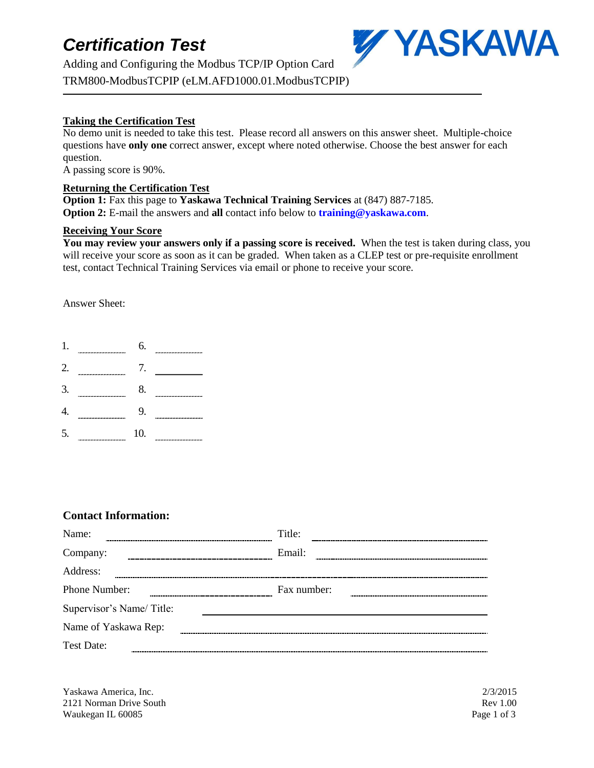# *Certification Test*

Adding and Configuring the Modbus TCP/IP Option Card

TRM800-ModbusTCPIP (eLM.AFD1000.01.ModbusTCPIP)

---

## Taking the Certification Test

No demo unit is needed to take this test. Please record all answers on this answer sheet. Multiple-choice questions have **only one** correct answer, except where noted otherwise. Choose the best answer for each question.

A passing score is 90%.

## Returning the Certification Test

**Option 1:** Fax this page to **Yaskawa Technical Training Services** at (847) 887-7185.

**Option 2:** E-mail the answers and **all** contact info below to **training@yaskawa.com**.

## Receiving Your Score

**You may review your answers only if a passing score is received.** When the test is taken during class, you will receive your score as soon as it can be graded. When taken as a CLEP test or pre-requisite enrollment test, contact Technical Training Services via email or phone to receive your score.

Answer Sheet:

1. ________ 6. ________
2. ________ 7. ________
3. ________ 8. ________
4. ________ 9. ________
5. ________ 10. ________

## Contact Information:

Name: ______________________ Title: ______________________

Company: ______________________ Email: ______________________

Address: ____________________________________________

Phone Number: ______________________ Fax number: ______________________

Supervisor's Name/ Title: ______________________

Name of Yaskawa Rep: ______________________

Test Date: ______________________

Yaskawa America, Inc.
2121 Norman Drive South
Waukegan IL 60085

2/3/2015
Rev 1.00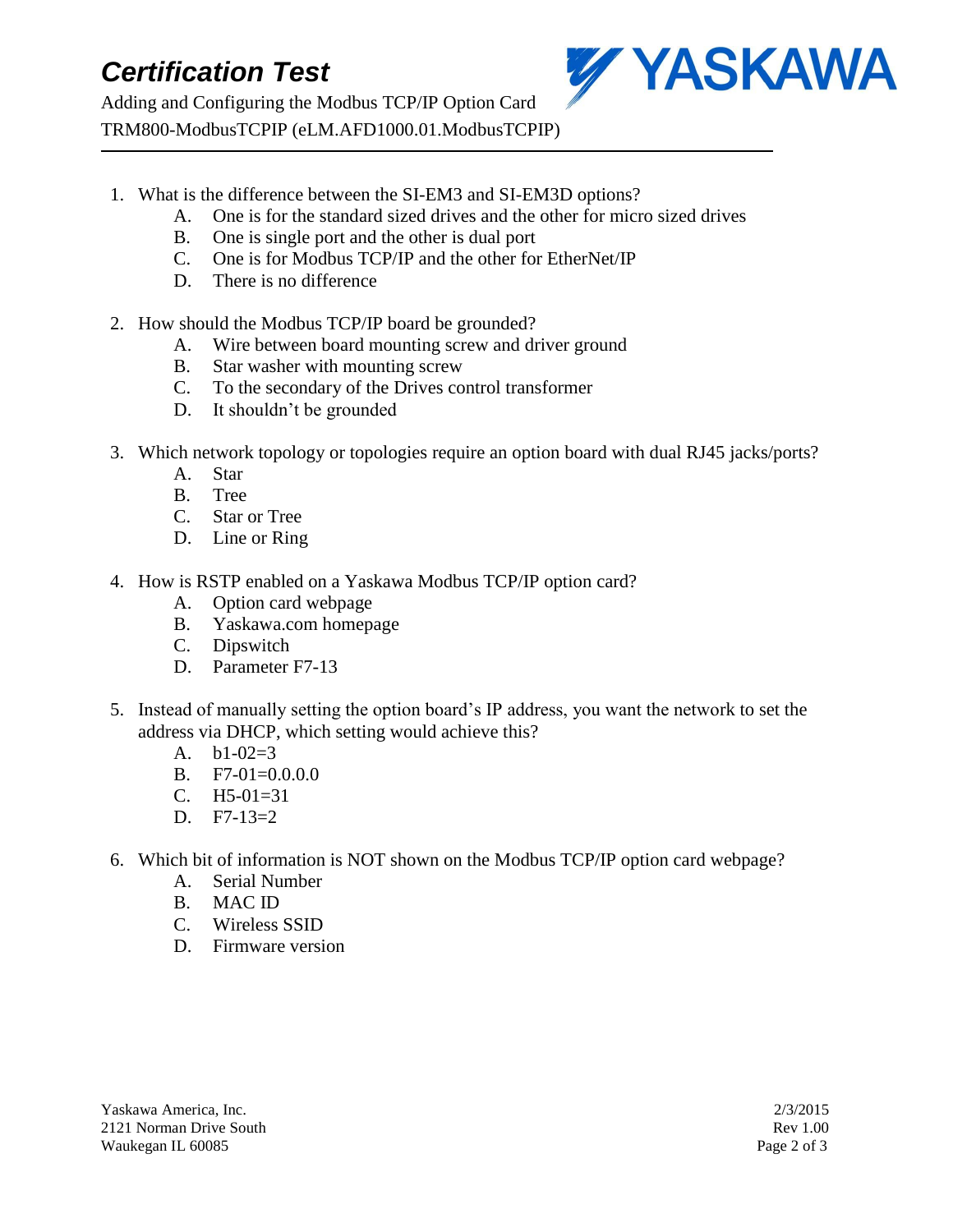1. What is the difference between the SI-EM3 and SI-EM3D options?
   A. One is for the standard sized drives and the other for micro sized drives
   B. One is single port and the other is dual port
   C. One is for Modbus TCP/IP and the other for EtherNet/IP
   D. There is no difference

2. How should the Modbus TCP/IP board be grounded?
   A. Wire between board mounting screw and driver ground
   B. Star washer with mounting screw
   C. To the secondary of the Drives control transformer
   D. It shouldn't be grounded

3. Which network topology or topologies require an option board with dual RJ45 jacks/ports?
   A. Star
   B. Tree
   C. Star or Tree
   D. Line or Ring

4. How is RSTP enabled on a Yaskawa Modbus TCP/IP option card?
   A. Option card webpage
   B. Yaskawa.com homepage
   C. Dipswitch
   D. Parameter F7-13

5. Instead of manually setting the option board's IP address, you want the network to set the address via DHCP, which setting would achieve this?
   A. b1-02=3
   B. F7-01=0.0.0.0
   C. H5-01=31
   D. F7-13=2

6. Which bit of information is NOT shown on the Modbus TCP/IP option card webpage?
   A. Serial Number
   B. MAC ID
   C. Wireless SSID
   D. Firmware version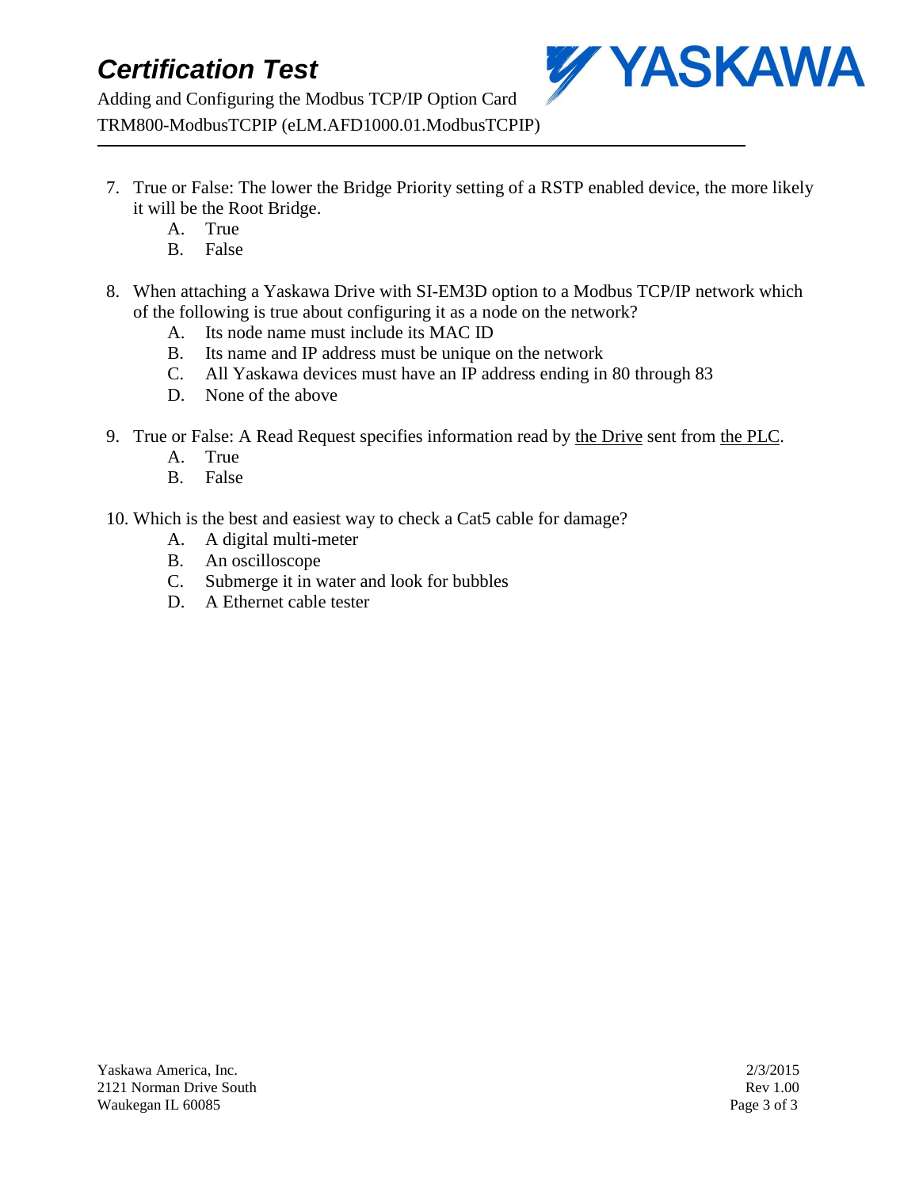7. True or False: The lower the Bridge Priority setting of a RSTP enabled device, the more likely it will be the Root Bridge.
   A. True
   B. False

8. When attaching a Yaskawa Drive with SI-EM3D option to a Modbus TCP/IP network which of the following is true about configuring it as a node on the network?
   A. Its node name must include its MAC ID
   B. Its name and IP address must be unique on the network
   C. All Yaskawa devices must have an IP address ending in 80 through 83
   D. None of the above

9. True or False: A Read Request specifies information read by <u>the Drive</u> sent from <u>the PLC</u>.
   A. True
   B. False

10. Which is the best and easiest way to check a Cat5 cable for damage?
    A. A digital multi-meter
    B. An oscilloscope
    C. Submerge it in water and look for bubbles
    D. A Ethernet cable tester